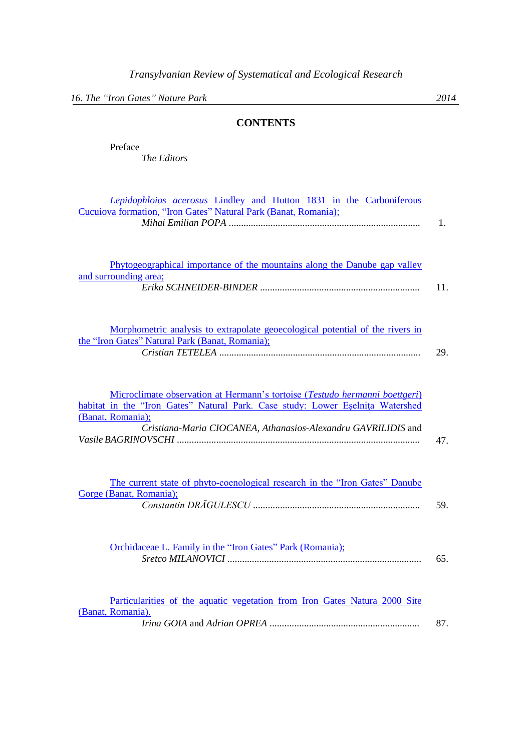*Transylvanian Review of Systematical and Ecological Research*

*16. The "Iron Gates" Nature Park* — 2014

## CONTENTS

Preface
*The Editors*

*Lepidophloios acerosus* Lindley and Hutton 1831 in the Carboniferous Cucuiova formation, "Iron Gates" Natural Park (Banat, Romania);
*Mihai Emilian POPA* ............................................................................ 1.

Phytogeographical importance of the mountains along the Danube gap valley and surrounding area;
*Erika SCHNEIDER-BINDER* ................................................................ 11.

Morphometric analysis to extrapolate geoecological potential of the rivers in the "Iron Gates" Natural Park (Banat, Romania);
*Cristian TETELEA* ................................................................................ 29.

Microclimate observation at Hermann's tortoise (*Testudo hermanni boettgeri*) habitat in the "Iron Gates" Natural Park. Case study: Lower Eşelniţa Watershed (Banat, Romania);
*Cristiana-Maria CIOCANEA, Athanasios-Alexandru GAVRILIDIS* and *Vasile BAGRINOVSCHI* ................................................................................................ 47.

The current state of phyto-coenological research in the "Iron Gates" Danube Gorge (Banat, Romania);
*Constantin DRĂGULESCU* .................................................................. 59.

Orchidaceae L. Family in the "Iron Gates" Park (Romania);
*Sretco MILANOVICI* ............................................................................. 65.

Particularities of the aquatic vegetation from Iron Gates Natura 2000 Site (Banat, Romania).
*Irina GOIA* and *Adrian OPREA* ............................................................ 87.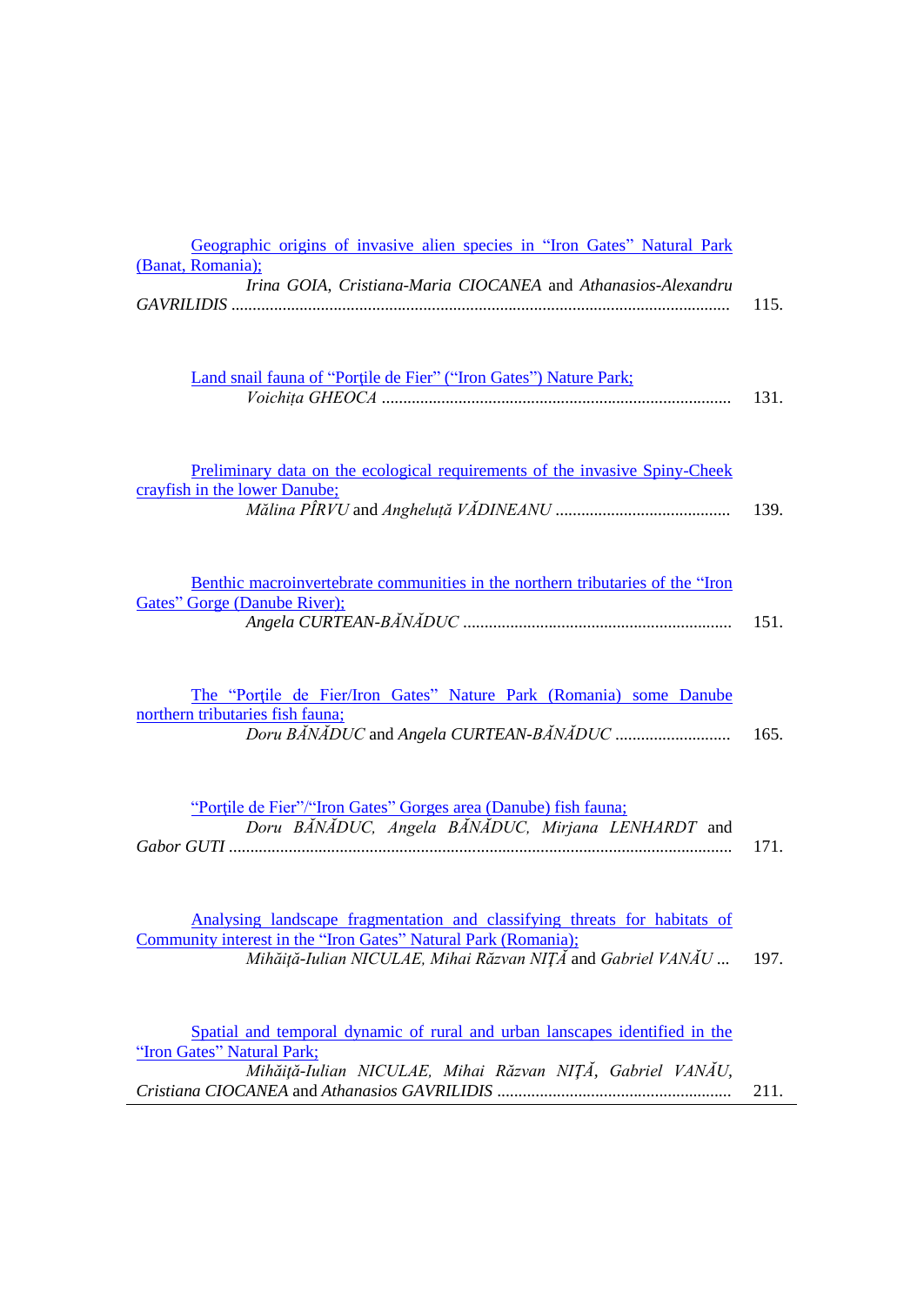Geographic origins of invasive alien species in "Iron Gates" Natural Park (Banat, Romania);
*Irina GOIA, Cristiana-Maria CIOCANEA* and *Athanasios-Alexandru GAVRILIDIS* .......... 115.

Land snail fauna of "Porţile de Fier" ("Iron Gates") Nature Park;
*Voichiţa GHEOCA* .......... 131.

Preliminary data on the ecological requirements of the invasive Spiny-Cheek crayfish in the lower Danube;
*Mălina PÎRVU* and *Angheluţă VĂDINEANU* .......... 139.

Benthic macroinvertebrate communities in the northern tributaries of the "Iron Gates" Gorge (Danube River);
*Angela CURTEAN-BĂNĂDUC* .......... 151.

The "Porţile de Fier/Iron Gates" Nature Park (Romania) some Danube northern tributaries fish fauna;
*Doru BĂNĂDUC* and *Angela CURTEAN-BĂNĂDUC* .......... 165.

"Porţile de Fier"/"Iron Gates" Gorges area (Danube) fish fauna;
*Doru BĂNĂDUC, Angela BĂNĂDUC, Mirjana LENHARDT* and *Gabor GUTI* .......... 171.

Analysing landscape fragmentation and classifying threats for habitats of Community interest in the "Iron Gates" Natural Park (Romania);
*Mihăiţă-Iulian NICULAE, Mihai Răzvan NIŢĂ* and *Gabriel VANĂU* ... 197.

Spatial and temporal dynamic of rural and urban lanscapes identified in the "Iron Gates" Natural Park;
*Mihăiţă-Iulian NICULAE, Mihai Răzvan NIŢĂ, Gabriel VANĂU, Cristiana CIOCANEA* and *Athanasios GAVRILIDIS* .......... 211.